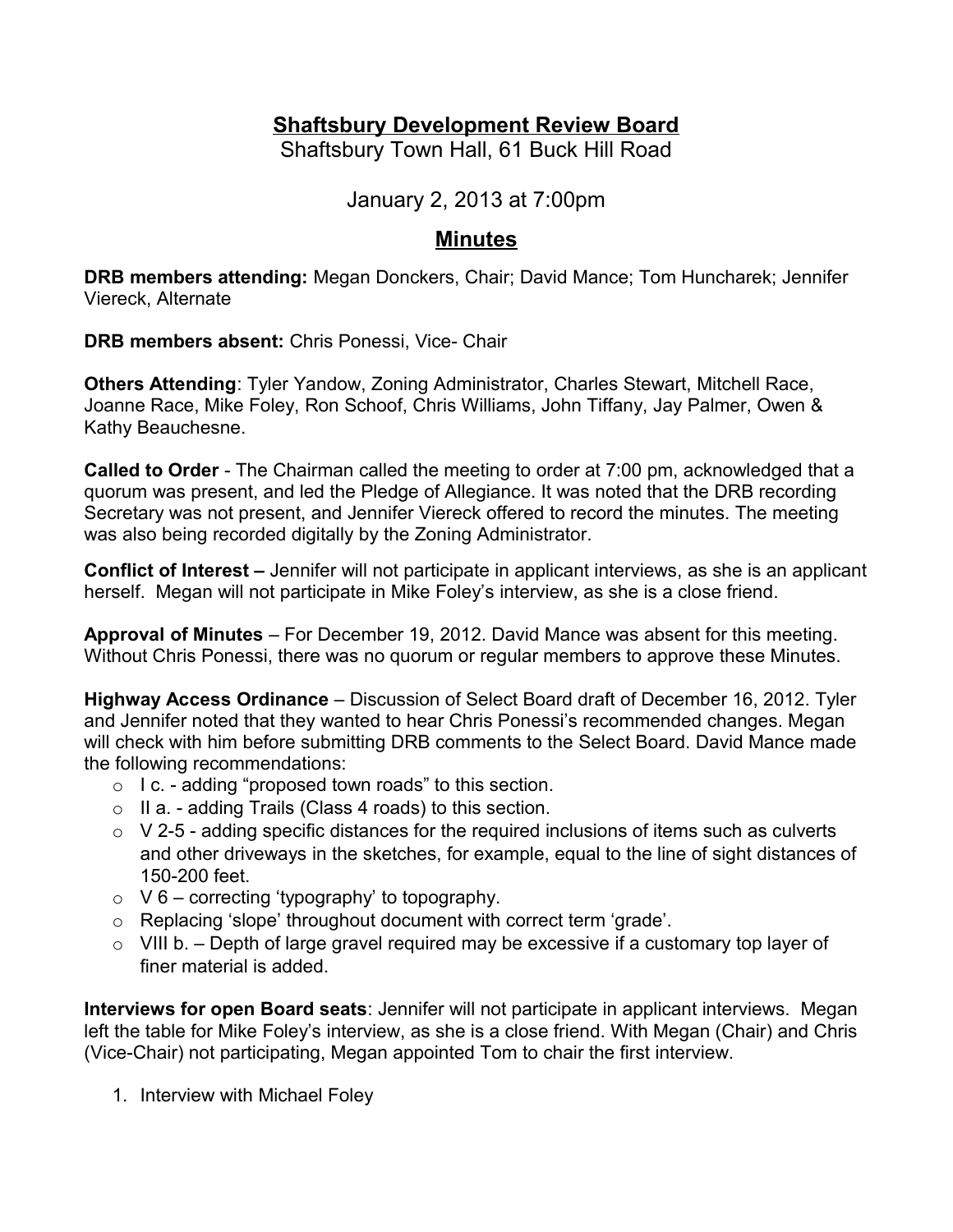# Shaftsbury Development Review Board

Shaftsbury Town Hall, 61 Buck Hill Road

January 2, 2013 at 7:00pm

## Minutes

**DRB members attending:** Megan Donckers, Chair; David Mance; Tom Huncharek; Jennifer Viereck, Alternate

**DRB members absent:** Chris Ponessi, Vice- Chair

**Others Attending**: Tyler Yandow, Zoning Administrator, Charles Stewart, Mitchell Race, Joanne Race, Mike Foley, Ron Schoof, Chris Williams, John Tiffany, Jay Palmer, Owen & Kathy Beauchesne.

**Called to Order** - The Chairman called the meeting to order at 7:00 pm, acknowledged that a quorum was present, and led the Pledge of Allegiance. It was noted that the DRB recording Secretary was not present, and Jennifer Viereck offered to record the minutes. The meeting was also being recorded digitally by the Zoning Administrator.

**Conflict of Interest –** Jennifer will not participate in applicant interviews, as she is an applicant herself. Megan will not participate in Mike Foley's interview, as she is a close friend.

**Approval of Minutes** – For December 19, 2012. David Mance was absent for this meeting. Without Chris Ponessi, there was no quorum or regular members to approve these Minutes.

**Highway Access Ordinance** – Discussion of Select Board draft of December 16, 2012. Tyler and Jennifer noted that they wanted to hear Chris Ponessi's recommended changes. Megan will check with him before submitting DRB comments to the Select Board. David Mance made the following recommendations:

- I c. - adding "proposed town roads" to this section.
- II a. - adding Trails (Class 4 roads) to this section.
- V 2-5 - adding specific distances for the required inclusions of items such as culverts and other driveways in the sketches, for example, equal to the line of sight distances of 150-200 feet.
- V 6 – correcting 'typography' to topography.
- Replacing 'slope' throughout document with correct term 'grade'.
- VIII b. – Depth of large gravel required may be excessive if a customary top layer of finer material is added.

**Interviews for open Board seats**: Jennifer will not participate in applicant interviews. Megan left the table for Mike Foley's interview, as she is a close friend. With Megan (Chair) and Chris (Vice-Chair) not participating, Megan appointed Tom to chair the first interview.

1. Interview with Michael Foley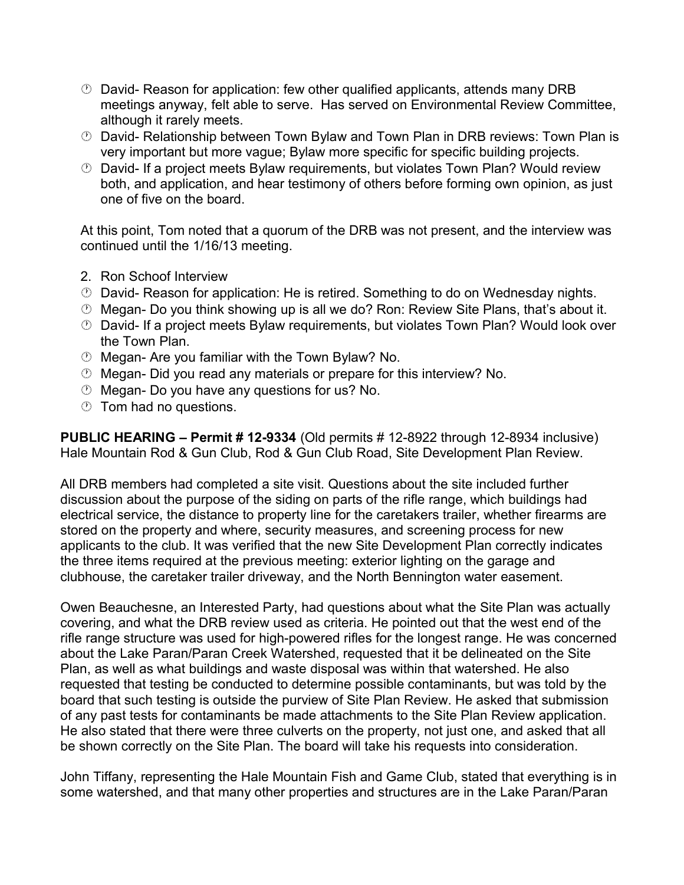- David- Reason for application: few other qualified applicants, attends many DRB meetings anyway, felt able to serve. Has served on Environmental Review Committee, although it rarely meets.
- David- Relationship between Town Bylaw and Town Plan in DRB reviews: Town Plan is very important but more vague; Bylaw more specific for specific building projects.
- David- If a project meets Bylaw requirements, but violates Town Plan? Would review both, and application, and hear testimony of others before forming own opinion, as just one of five on the board.

At this point, Tom noted that a quorum of the DRB was not present, and the interview was continued until the 1/16/13 meeting.

2. Ron Schoof Interview

- David- Reason for application: He is retired. Something to do on Wednesday nights.
- Megan- Do you think showing up is all we do? Ron: Review Site Plans, that's about it.
- David- If a project meets Bylaw requirements, but violates Town Plan? Would look over the Town Plan.
- Megan- Are you familiar with the Town Bylaw? No.
- Megan- Did you read any materials or prepare for this interview? No.
- Megan- Do you have any questions for us? No.
- Tom had no questions.

**PUBLIC HEARING – Permit # 12-9334** (Old permits # 12-8922 through 12-8934 inclusive) Hale Mountain Rod & Gun Club, Rod & Gun Club Road, Site Development Plan Review.

All DRB members had completed a site visit. Questions about the site included further discussion about the purpose of the siding on parts of the rifle range, which buildings had electrical service, the distance to property line for the caretakers trailer, whether firearms are stored on the property and where, security measures, and screening process for new applicants to the club. It was verified that the new Site Development Plan correctly indicates the three items required at the previous meeting: exterior lighting on the garage and clubhouse, the caretaker trailer driveway, and the North Bennington water easement.

Owen Beauchesne, an Interested Party, had questions about what the Site Plan was actually covering, and what the DRB review used as criteria. He pointed out that the west end of the rifle range structure was used for high-powered rifles for the longest range. He was concerned about the Lake Paran/Paran Creek Watershed, requested that it be delineated on the Site Plan, as well as what buildings and waste disposal was within that watershed. He also requested that testing be conducted to determine possible contaminants, but was told by the board that such testing is outside the purview of Site Plan Review. He asked that submission of any past tests for contaminants be made attachments to the Site Plan Review application. He also stated that there were three culverts on the property, not just one, and asked that all be shown correctly on the Site Plan. The board will take his requests into consideration.

John Tiffany, representing the Hale Mountain Fish and Game Club, stated that everything is in some watershed, and that many other properties and structures are in the Lake Paran/Paran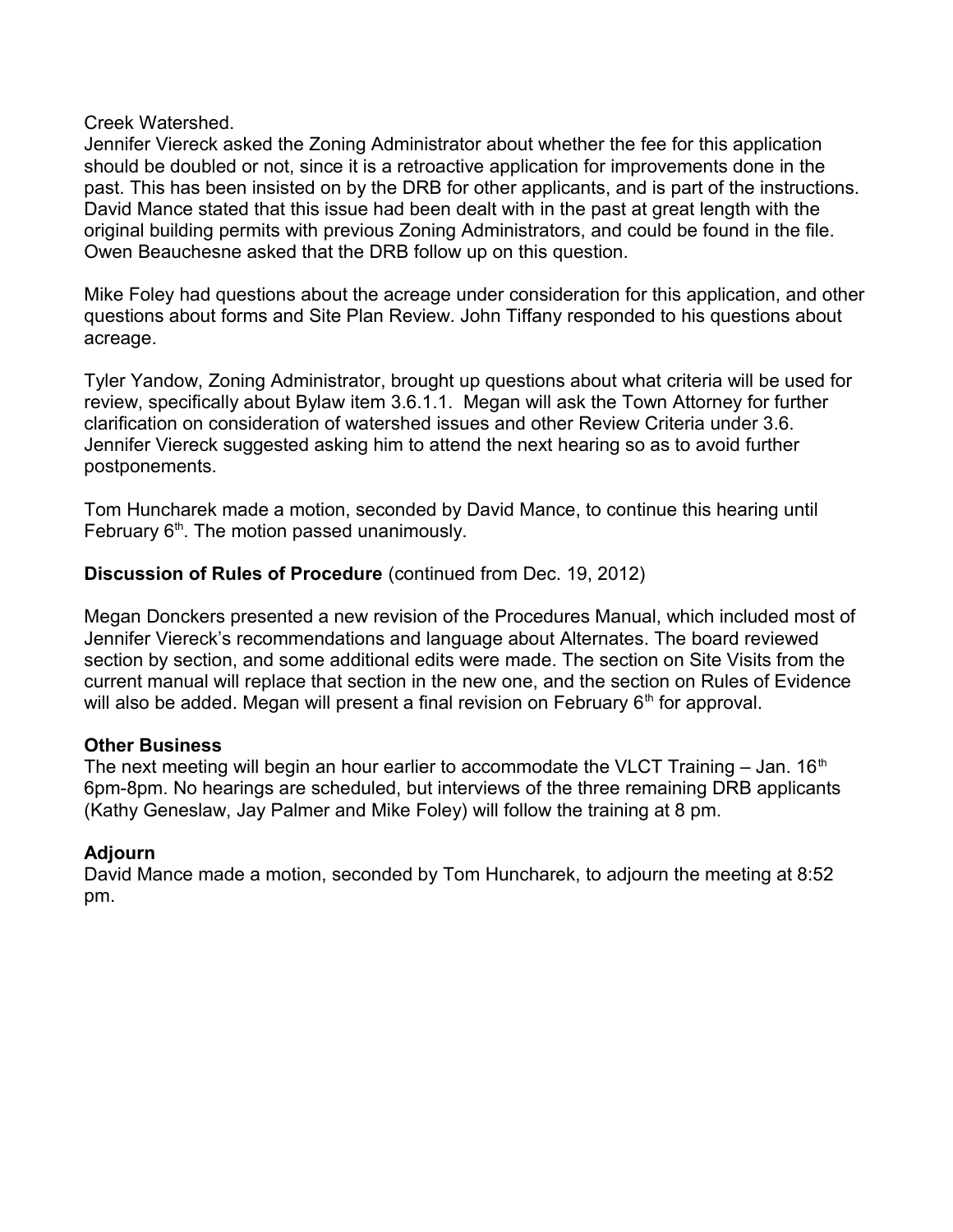Creek Watershed.

Jennifer Viereck asked the Zoning Administrator about whether the fee for this application should be doubled or not, since it is a retroactive application for improvements done in the past. This has been insisted on by the DRB for other applicants, and is part of the instructions. David Mance stated that this issue had been dealt with in the past at great length with the original building permits with previous Zoning Administrators, and could be found in the file. Owen Beauchesne asked that the DRB follow up on this question.

Mike Foley had questions about the acreage under consideration for this application, and other questions about forms and Site Plan Review. John Tiffany responded to his questions about acreage.

Tyler Yandow, Zoning Administrator, brought up questions about what criteria will be used for review, specifically about Bylaw item 3.6.1.1. Megan will ask the Town Attorney for further clarification on consideration of watershed issues and other Review Criteria under 3.6. Jennifer Viereck suggested asking him to attend the next hearing so as to avoid further postponements.

Tom Huncharek made a motion, seconded by David Mance, to continue this hearing until February 6th. The motion passed unanimously.

**Discussion of Rules of Procedure** (continued from Dec. 19, 2012)

Megan Donckers presented a new revision of the Procedures Manual, which included most of Jennifer Viereck's recommendations and language about Alternates. The board reviewed section by section, and some additional edits were made. The section on Site Visits from the current manual will replace that section in the new one, and the section on Rules of Evidence will also be added. Megan will present a final revision on February 6th for approval.

**Other Business**

The next meeting will begin an hour earlier to accommodate the VLCT Training – Jan. 16th 6pm-8pm. No hearings are scheduled, but interviews of the three remaining DRB applicants (Kathy Geneslaw, Jay Palmer and Mike Foley) will follow the training at 8 pm.

**Adjourn**

David Mance made a motion, seconded by Tom Huncharek, to adjourn the meeting at 8:52 pm.